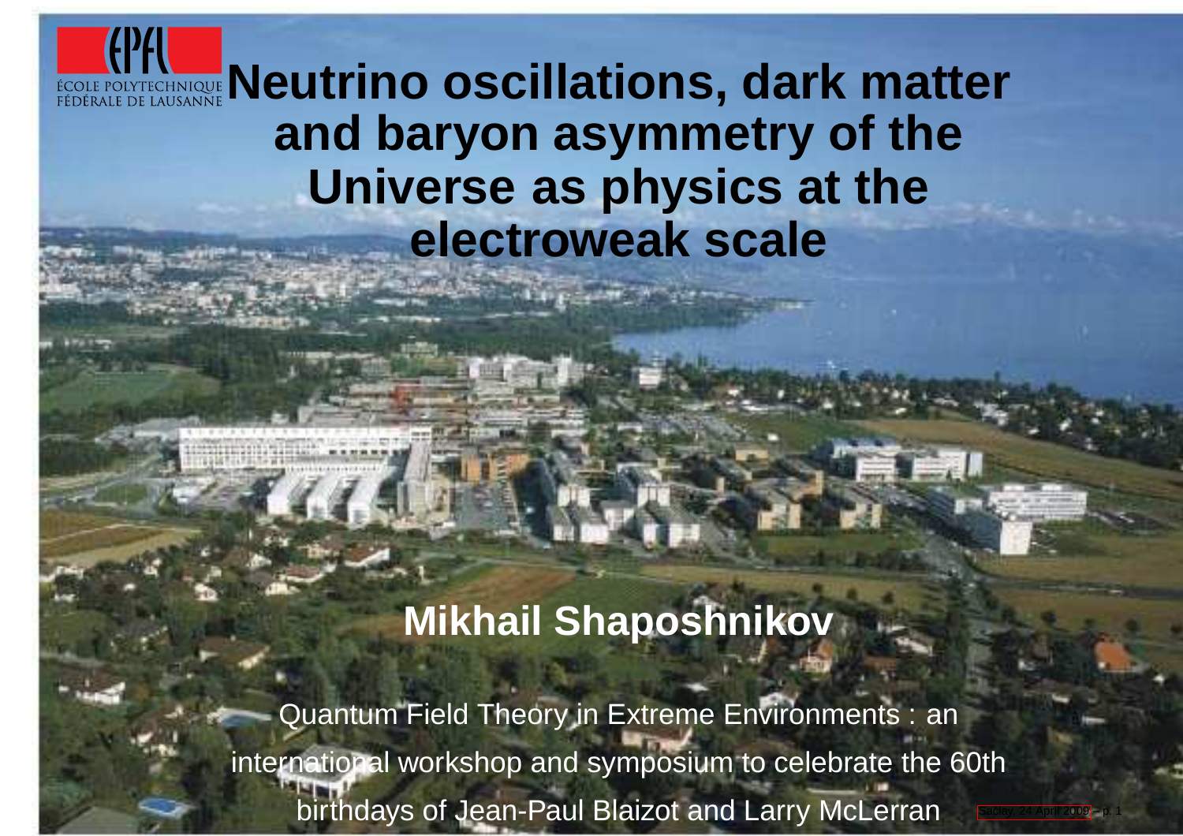ÉCOLE POLYTECHNIQUE FÉDÉRALE DE LAUSANNE

# Neutrino oscillations, dark matter and baryon asymmetry of the Universe as physics at the electroweak scale

**Mikhail Shaposhnikov**

Quantum Field Theory in Extreme Environments : an international workshop and symposium to celebrate the 60th birthdays of Jean-Paul Blaizot and Larry McLerran

Saclay, 24 April 2009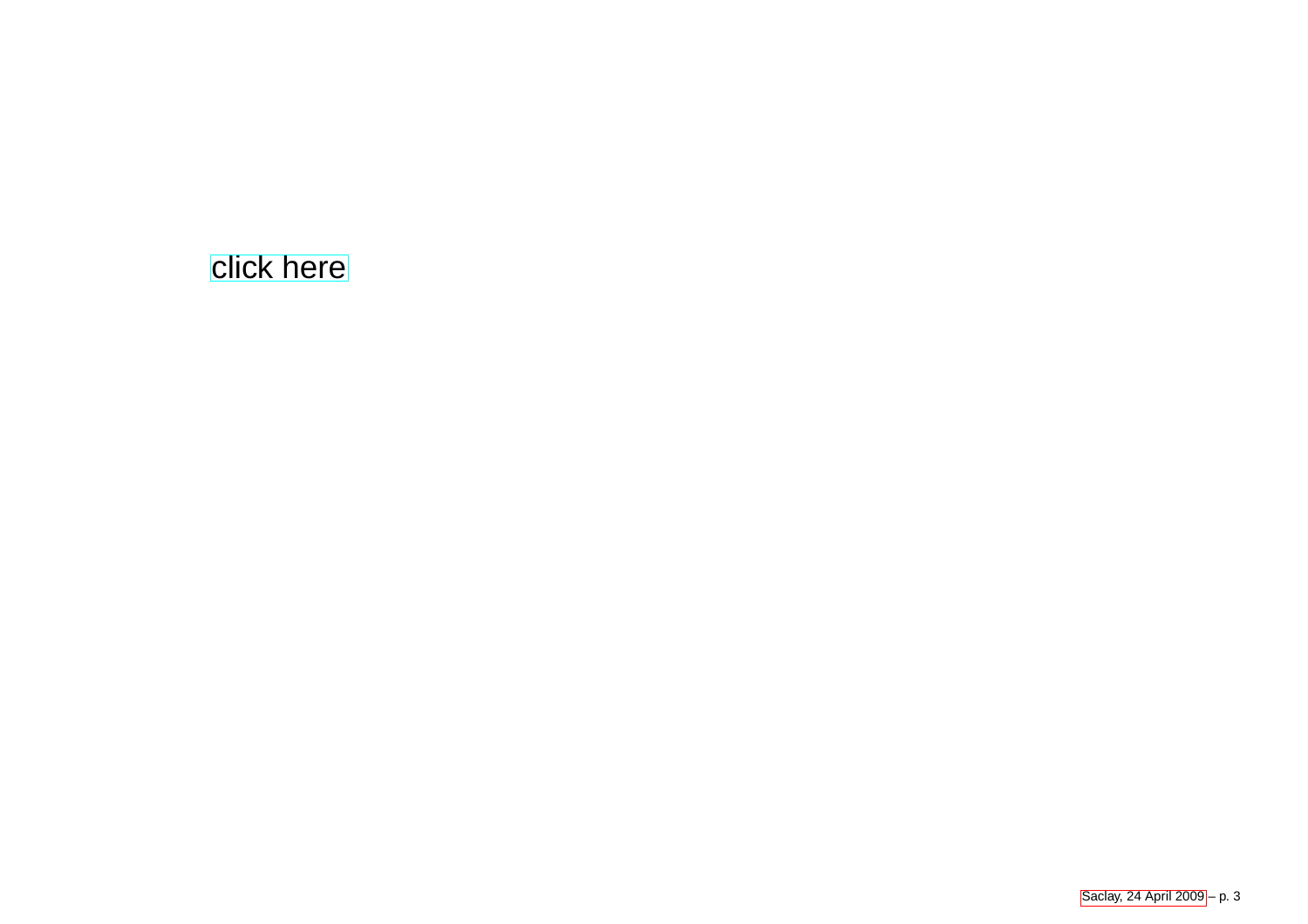click here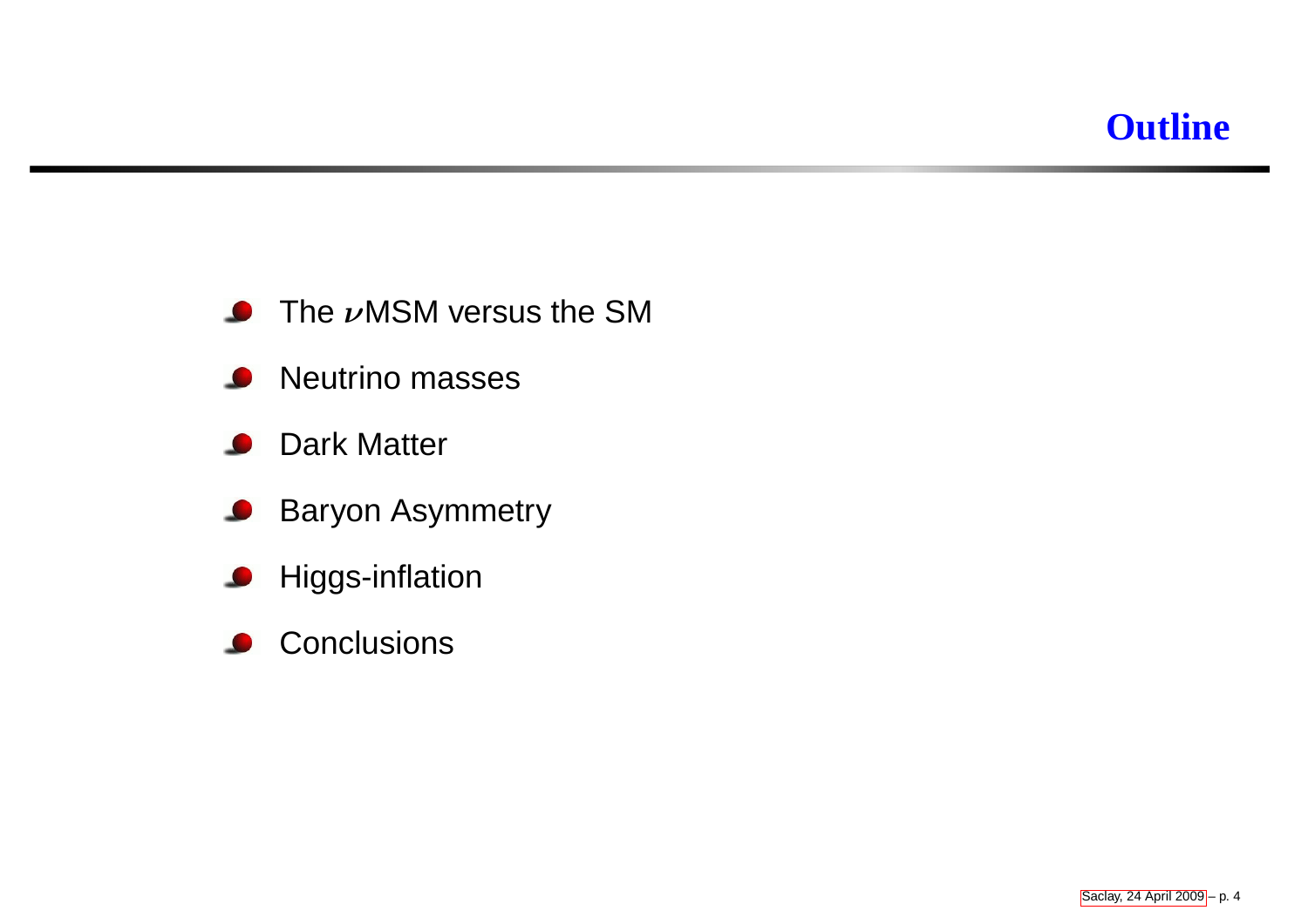# Outline

- The $\nu$MSM versus the SM
- Neutrino masses
- Dark Matter
- Baryon Asymmetry
- Higgs-inflation
- Conclusions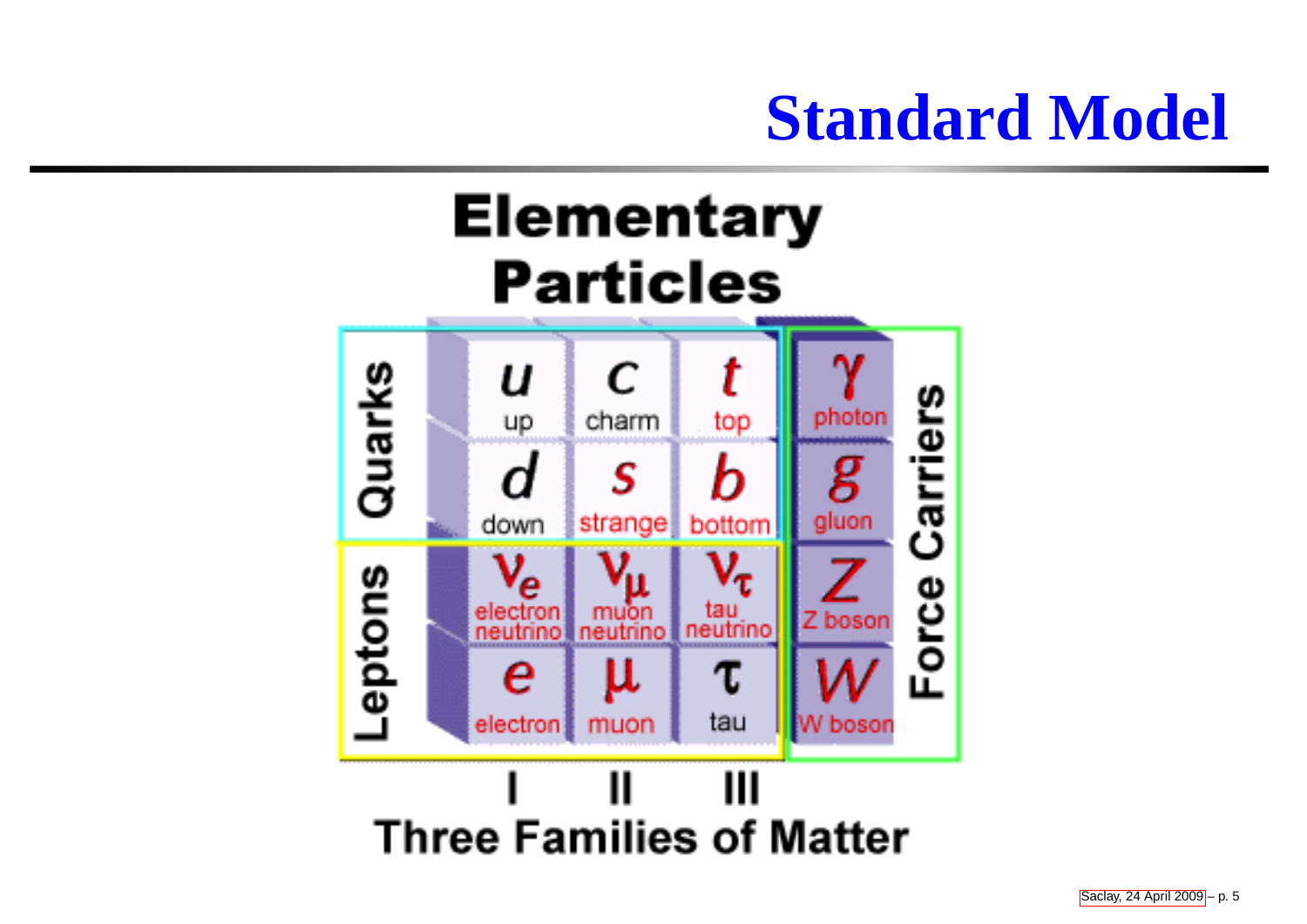# Standard Model

## Elementary Particles

| | I | II | III | Force Carriers |
|---|---|---|---|---|
| **Quarks** | $u$ up | $c$ charm | $t$ top | $\gamma$ photon |
| | $d$ down | $s$ strange | $b$ bottom | $g$ gluon |
| **Leptons** | $\nu_e$ electron neutrino | $\nu_\mu$ muon neutrino | $\nu_\tau$ tau neutrino | $Z$ Z boson |
| | $e$ electron | $\mu$ muon | $\tau$ tau | $W$ W boson |

Three Families of Matter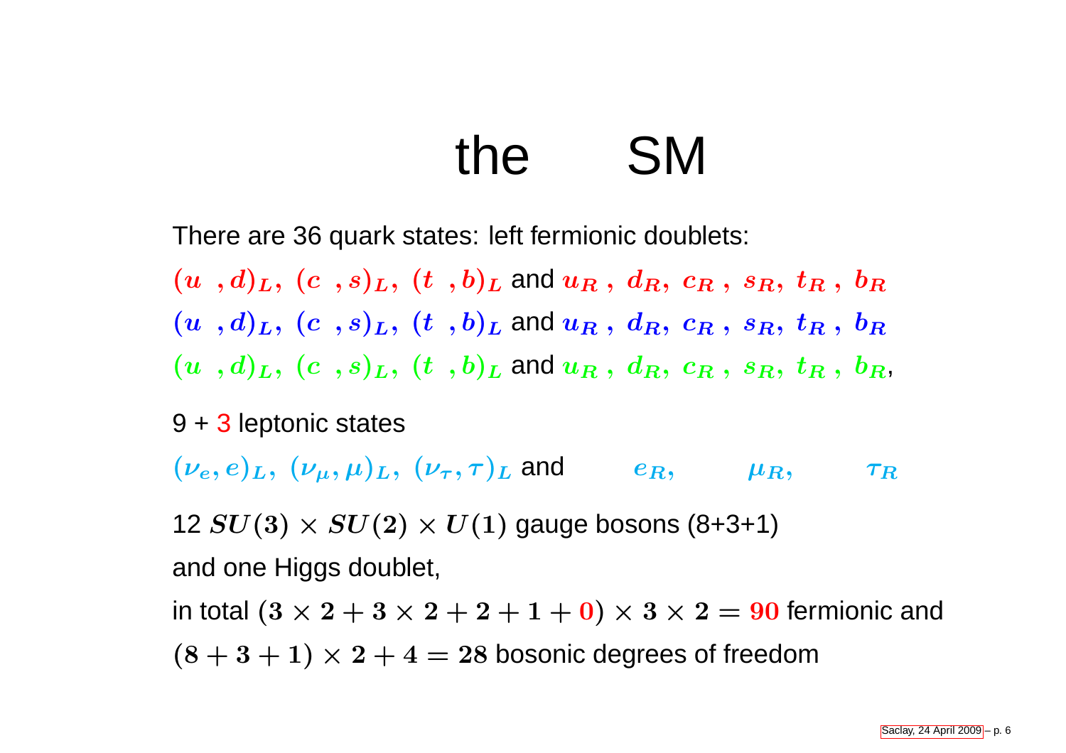# the SM

There are 36 quark states: left fermionic doublets:

$(u \ ,d)_L,\ (c \ ,s)_L,\ (t \ ,b)_L$ and $u_R\ ,\ d_R,\ c_R\ ,\ s_R,\ t_R\ ,\ b_R$

$(u \ ,d)_L,\ (c \ ,s)_L,\ (t \ ,b)_L$ and $u_R\ ,\ d_R,\ c_R\ ,\ s_R,\ t_R\ ,\ b_R$

$(u \ ,d)_L,\ (c \ ,s)_L,\ (t \ ,b)_L$ and $u_R\ ,\ d_R,\ c_R\ ,\ s_R,\ t_R\ ,\ b_R$,

9 + 3 leptonic states

$(\nu_e, e)_L,\ (\nu_\mu, \mu)_L,\ (\nu_\tau, \tau)_L$ and $e_R,\quad \mu_R,\quad \tau_R$

12 $SU(3) \times SU(2) \times U(1)$ gauge bosons (8+3+1)

and one Higgs doublet,

in total $(3 \times 2 + 3 \times 2 + 2 + 1 + 0) \times 3 \times 2 = 90$ fermionic and $(8 + 3 + 1) \times 2 + 4 = 28$ bosonic degrees of freedom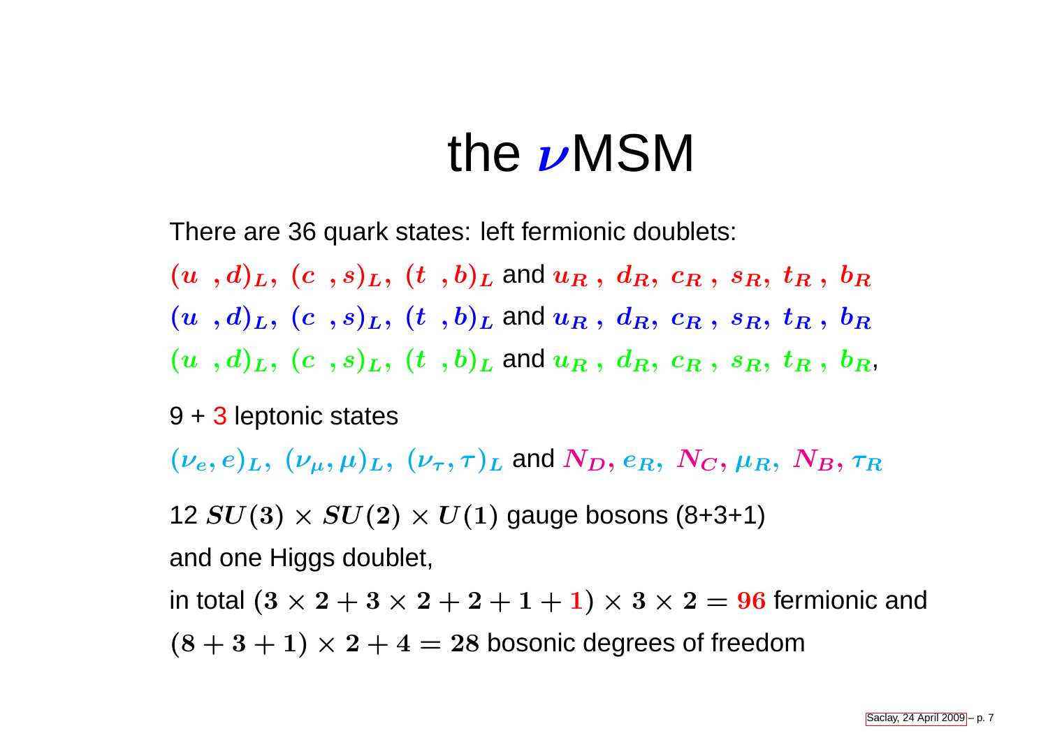# the $\nu$MSM

There are 36 quark states: left fermionic doublets:

$(u\ \ ,d)_L,\ (c\ \ ,s)_L,\ (t\ \ ,b)_L$ and $u_R\ ,\ d_R,\ c_R\ ,\ s_R,\ t_R\ ,\ b_R$

$(u\ \ ,d)_L,\ (c\ \ ,s)_L,\ (t\ \ ,b)_L$ and $u_R\ ,\ d_R,\ c_R\ ,\ s_R,\ t_R\ ,\ b_R$

$(u\ \ ,d)_L,\ (c\ \ ,s)_L,\ (t\ \ ,b)_L$ and $u_R\ ,\ d_R,\ c_R\ ,\ s_R,\ t_R\ ,\ b_R$,

9 + 3 leptonic states

$(\nu_e, e)_L,\ (\nu_\mu, \mu)_L,\ (\nu_\tau, \tau)_L$ and $N_D, e_R,\ N_C, \mu_R,\ N_B, \tau_R$

12 $SU(3) \times SU(2) \times U(1)$ gauge bosons (8+3+1)

and one Higgs doublet,

in total $(3 \times 2 + 3 \times 2 + 2 + 1 + 1) \times 3 \times 2 = 96$ fermionic and $(8 + 3 + 1) \times 2 + 4 = 28$ bosonic degrees of freedom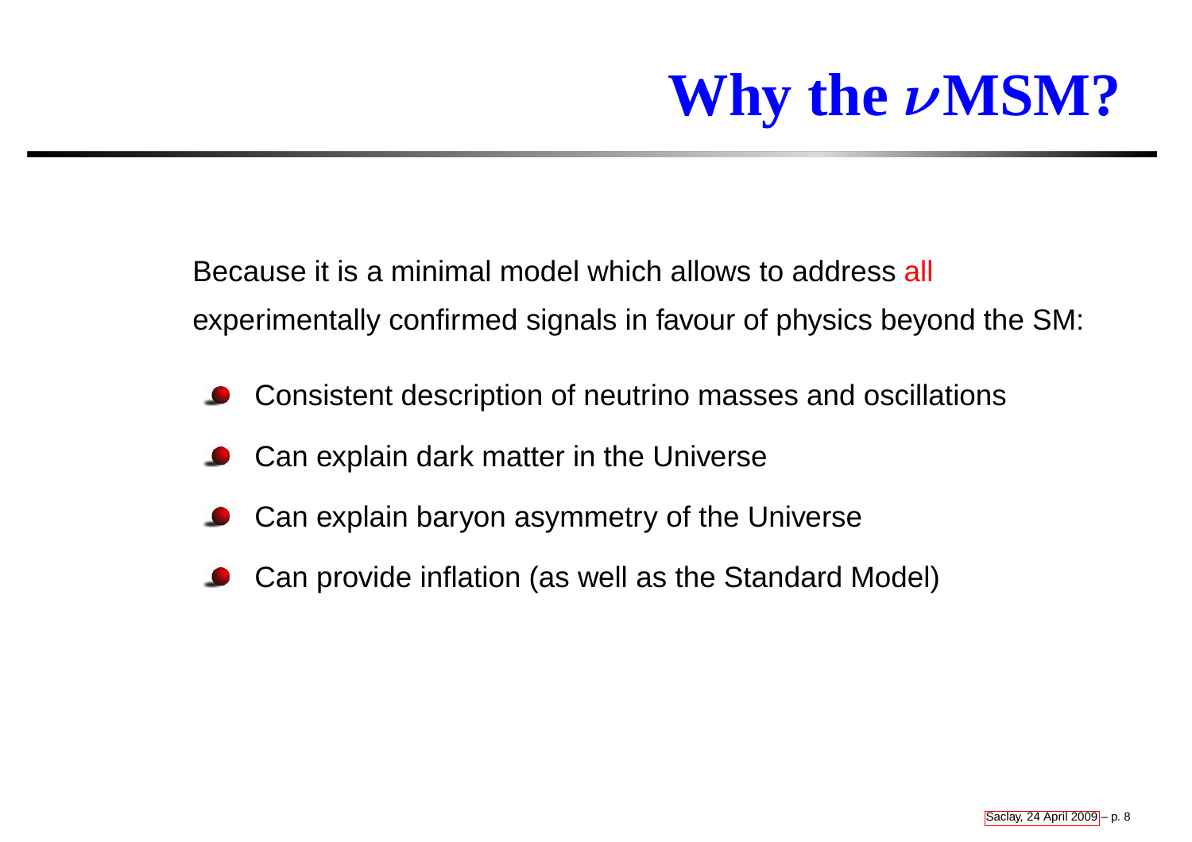# Why the $\nu$MSM?

Because it is a minimal model which allows to address all experimentally confirmed signals in favour of physics beyond the SM:

- Consistent description of neutrino masses and oscillations
- Can explain dark matter in the Universe
- Can explain baryon asymmetry of the Universe
- Can provide inflation (as well as the Standard Model)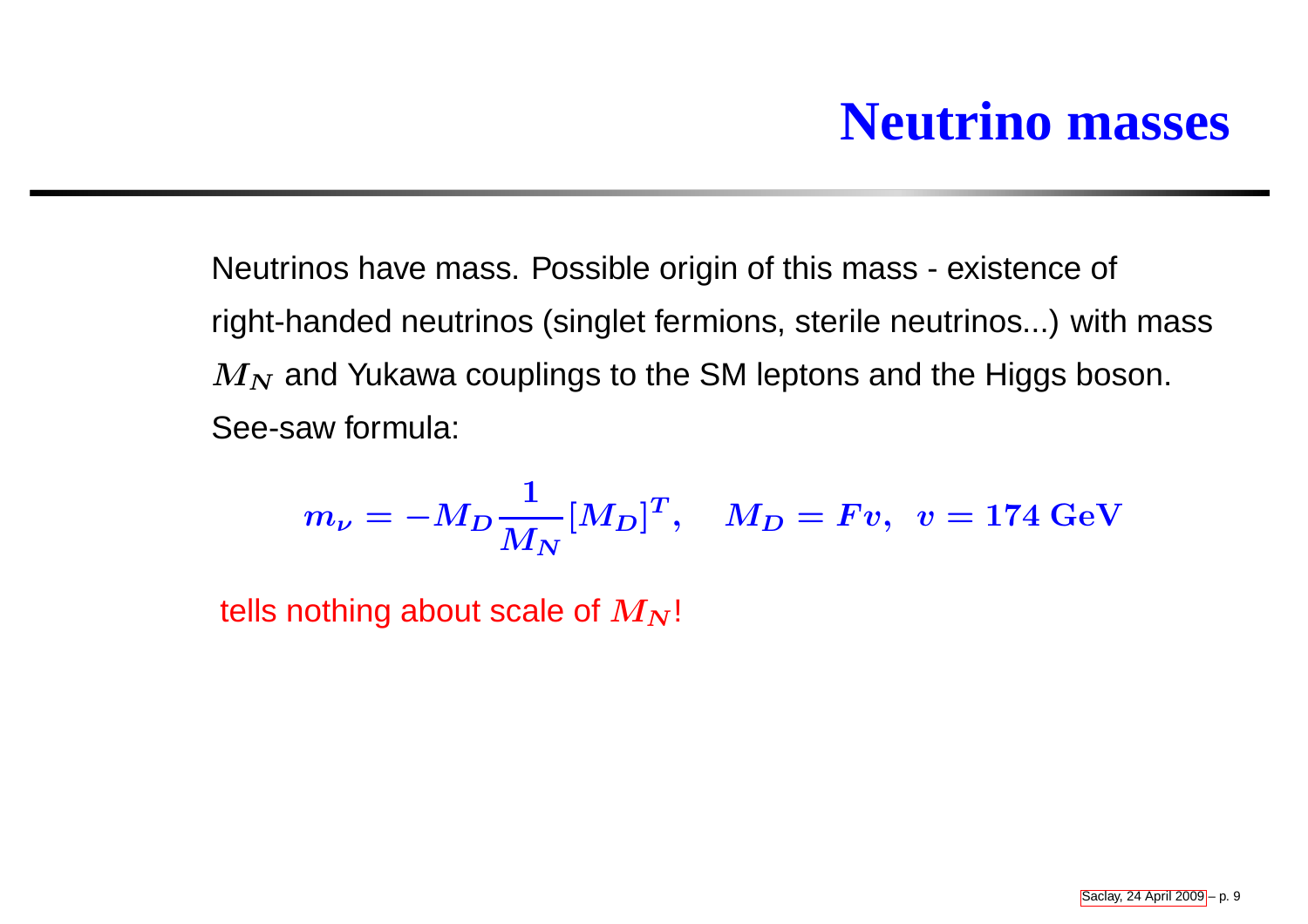# Neutrino masses

Neutrinos have mass. Possible origin of this mass - existence of right-handed neutrinos (singlet fermions, sterile neutrinos...) with mass $M_N$ and Yukawa couplings to the SM leptons and the Higgs boson. See-saw formula:

$$m_\nu = -M_D \frac{1}{M_N} [M_D]^T, \quad M_D = Fv, \;\; v = 174\,\text{GeV}$$

tells nothing about scale of $M_N$!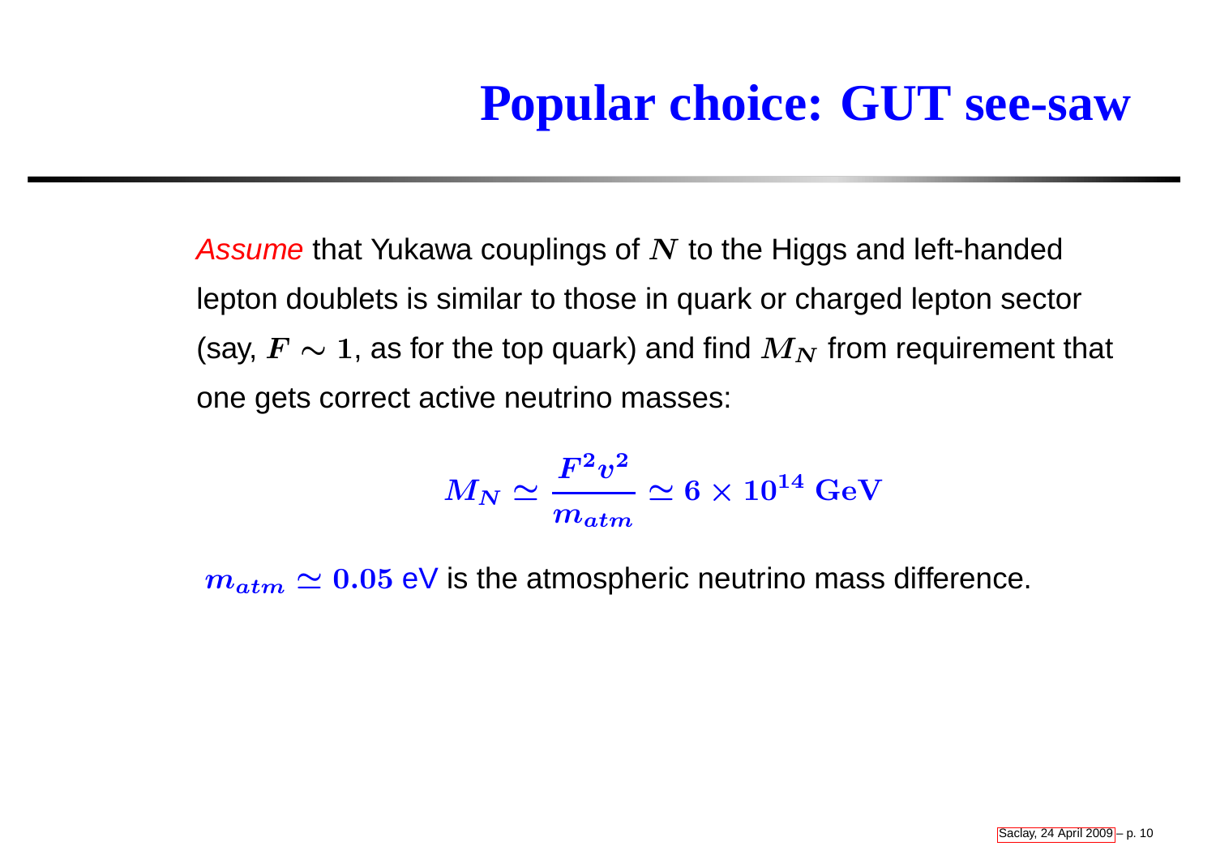# Popular choice: GUT see-saw

*Assume* that Yukawa couplings of $N$ to the Higgs and left-handed lepton doublets is similar to those in quark or charged lepton sector (say, $F \sim 1$, as for the top quark) and find $M_N$ from requirement that one gets correct active neutrino masses:

$$M_N \simeq \frac{F^2 v^2}{m_{atm}} \simeq 6 \times 10^{14}\ \mathrm{GeV}$$

$m_{atm} \simeq 0.05$ eV is the atmospheric neutrino mass difference.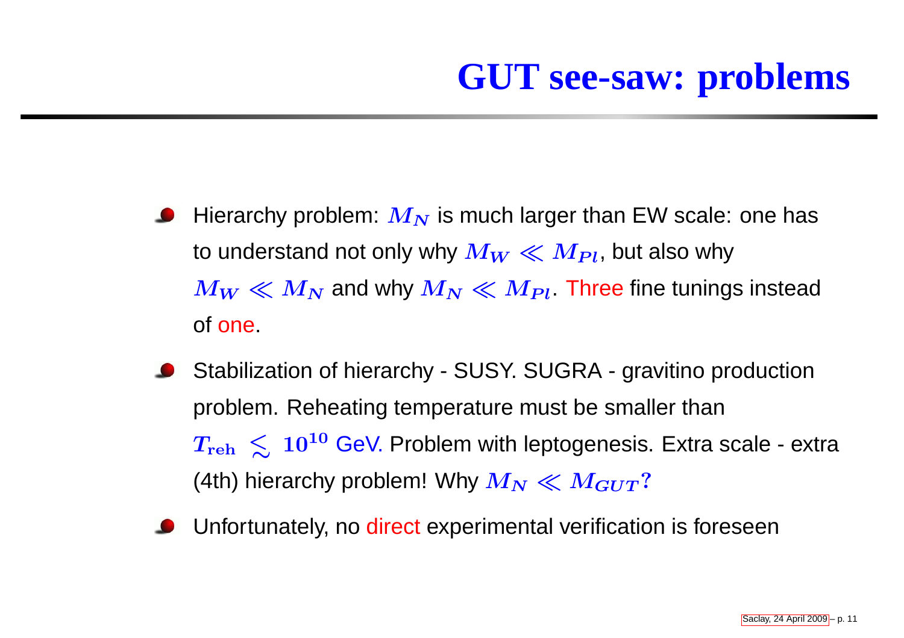# GUT see-saw: problems

- Hierarchy problem: $M_N$ is much larger than EW scale: one has to understand not only why $M_W \ll M_{Pl}$, but also why $M_W \ll M_N$ and why $M_N \ll M_{Pl}$. Three fine tunings instead of one.
- Stabilization of hierarchy - SUSY. SUGRA - gravitino production problem. Reheating temperature must be smaller than $T_{\rm reh} \lesssim 10^{10}$ GeV. Problem with leptogenesis. Extra scale - extra (4th) hierarchy problem! Why $M_N \ll M_{GUT}$?
- Unfortunately, no direct experimental verification is foreseen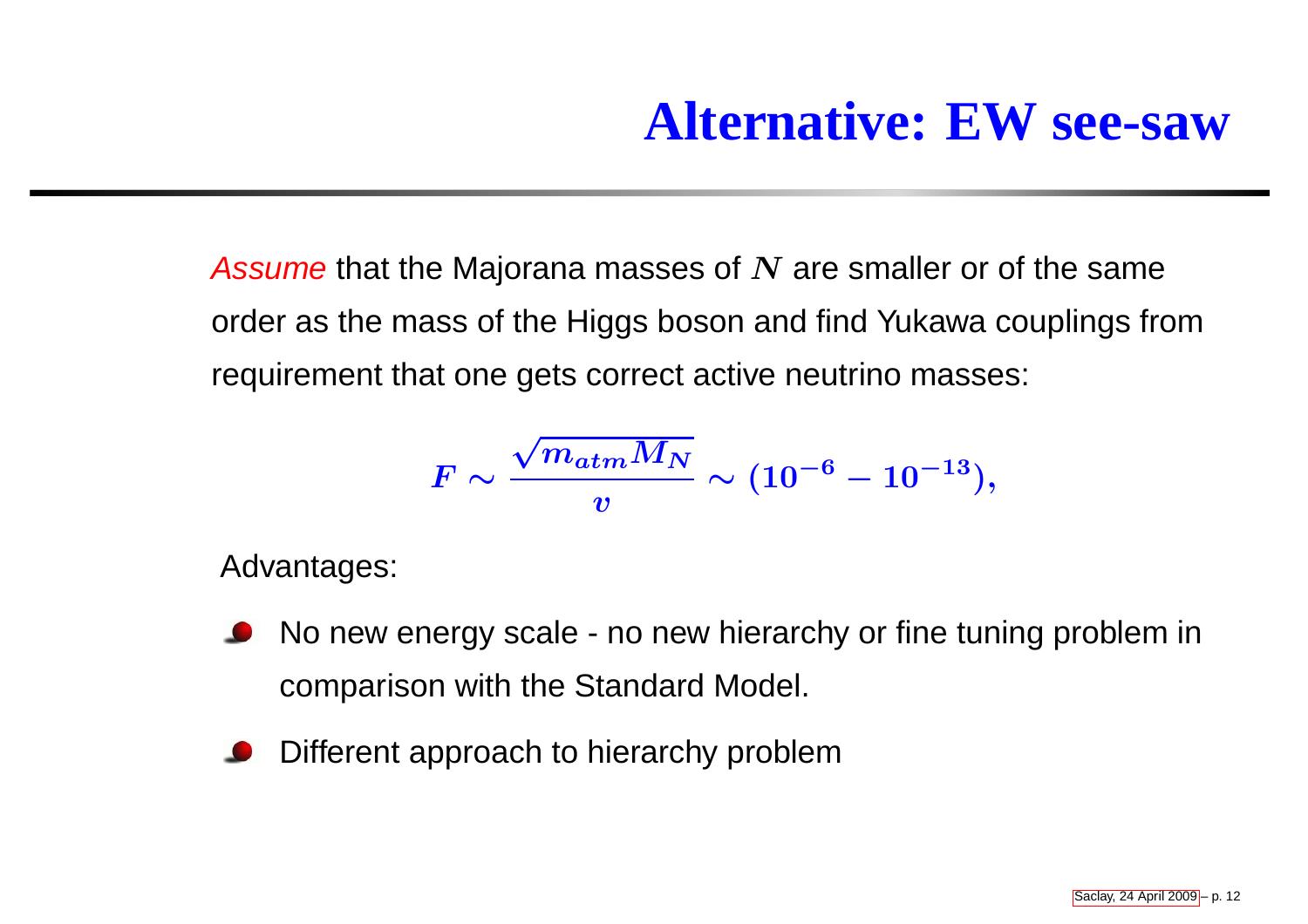# Alternative: EW see-saw

*Assume* that the Majorana masses of $N$ are smaller or of the same order as the mass of the Higgs boson and find Yukawa couplings from requirement that one gets correct active neutrino masses:

$$F \sim \frac{\sqrt{m_{atm} M_N}}{v} \sim (10^{-6} - 10^{-13}),$$

Advantages:

- No new energy scale - no new hierarchy or fine tuning problem in comparison with the Standard Model.
- Different approach to hierarchy problem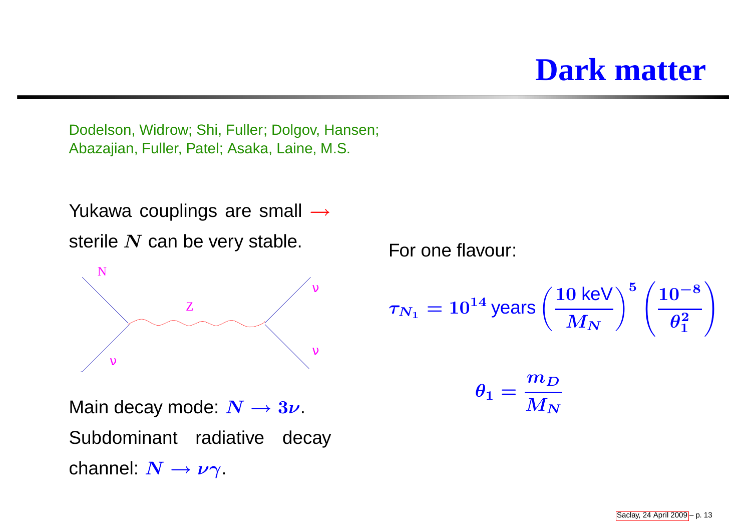# Dark matter

Dodelson, Widrow; Shi, Fuller; Dolgov, Hansen; Abazajian, Fuller, Patel; Asaka, Laine, M.S.

Yukawa couplings are small → sterile $N$ can be very stable.

Main decay mode: $N \to 3\nu$.

Subdominant radiative decay channel: $N \to \nu\gamma$.

For one flavour:

$$\tau_{N_1} = 10^{14}\,\text{years}\left(\frac{10\,\text{keV}}{M_N}\right)^5\left(\frac{10^{-8}}{\theta_1^2}\right)$$

$$\theta_1 = \frac{m_D}{M_N}$$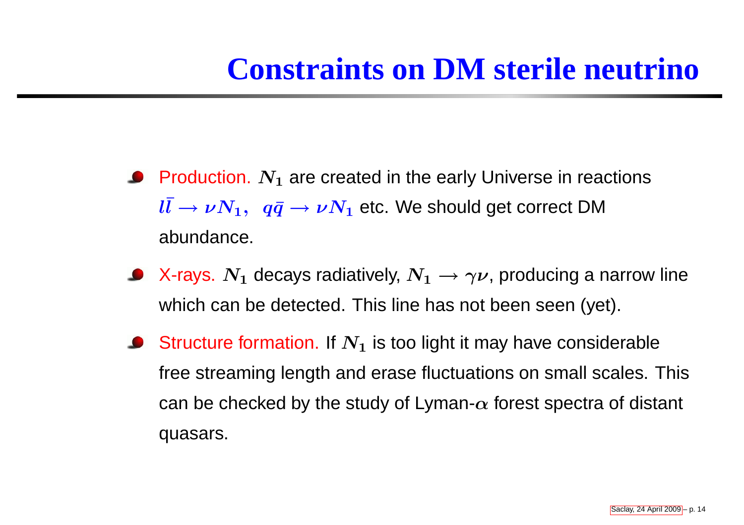# Constraints on DM sterile neutrino

- Production. $N_1$ are created in the early Universe in reactions $l\bar{l} \rightarrow \nu N_1, \;\; q\bar{q} \rightarrow \nu N_1$ etc. We should get correct DM abundance.
- X-rays. $N_1$ decays radiatively, $N_1 \longrightarrow \gamma\nu$, producing a narrow line which can be detected. This line has not been seen (yet).
- Structure formation. If $N_1$ is too light it may have considerable free streaming length and erase fluctuations on small scales. This can be checked by the study of Lyman-$\alpha$ forest spectra of distant quasars.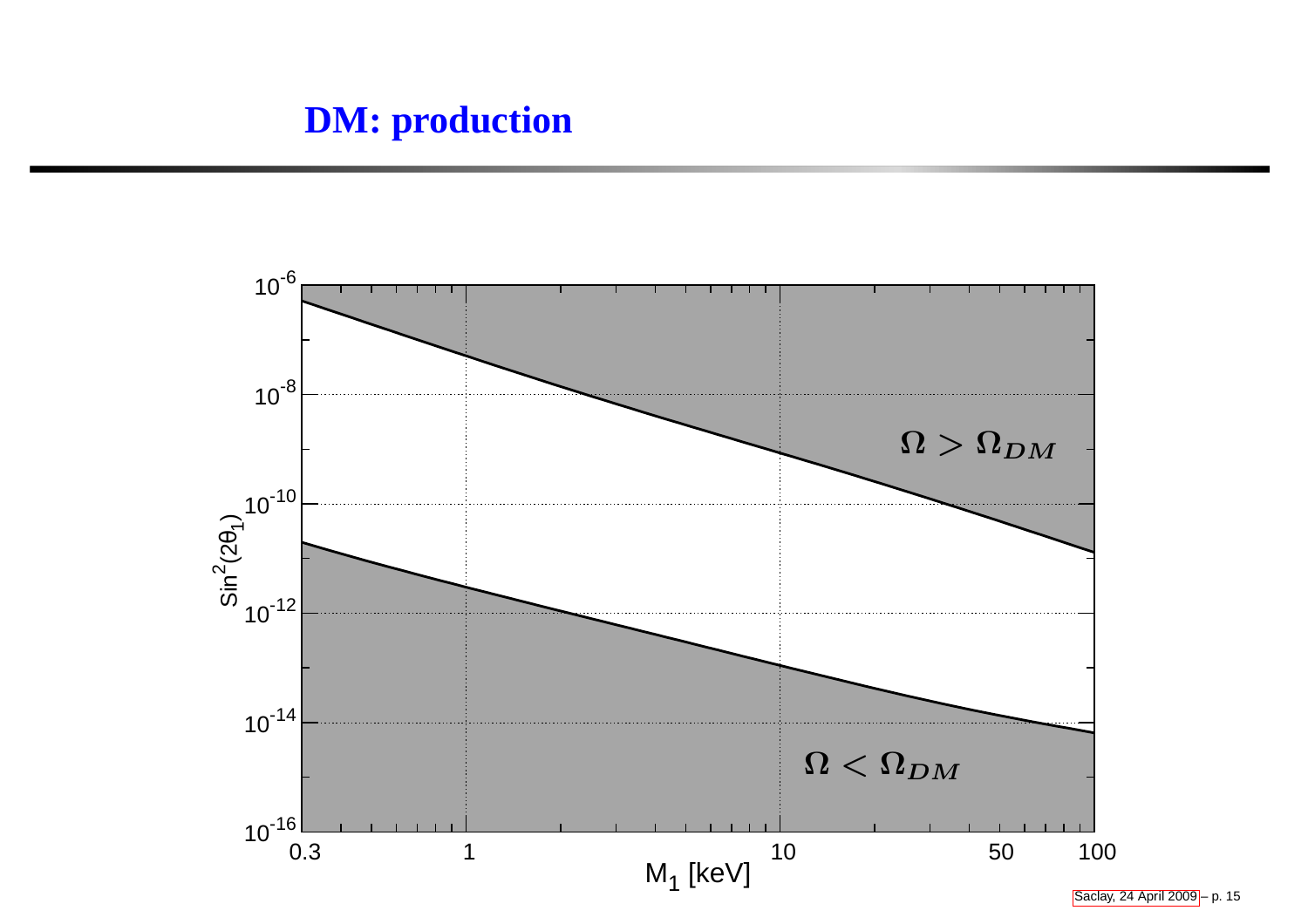# DM: production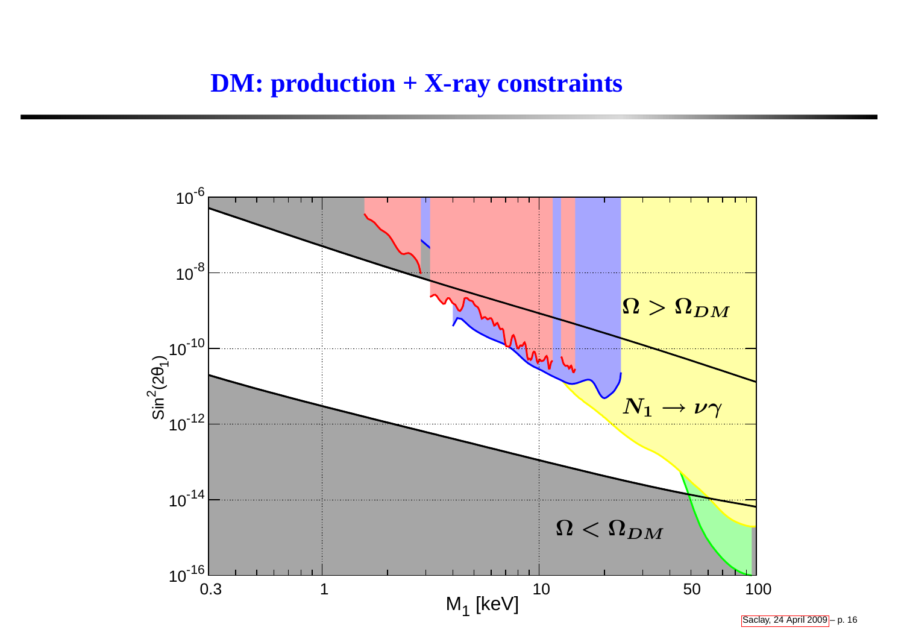# DM: production + X-ray constraints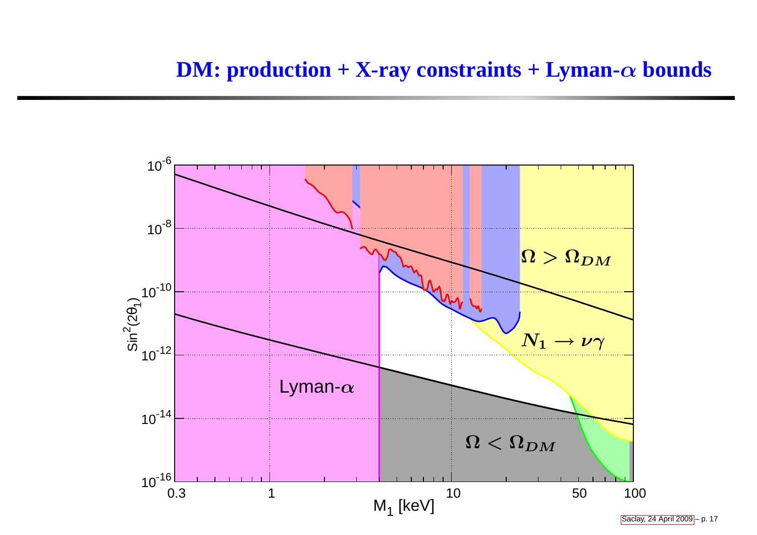# DM: production + X-ray constraints + Lyman-$\alpha$ bounds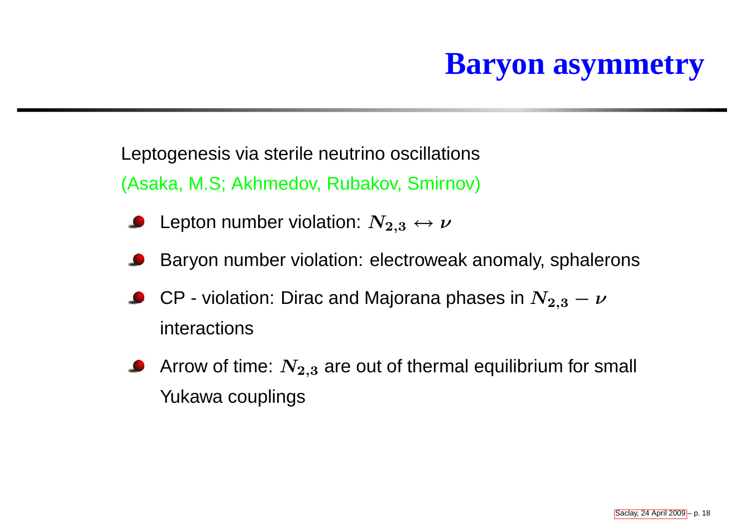# Baryon asymmetry

Leptogenesis via sterile neutrino oscillations

(Asaka, M.S; Akhmedov, Rubakov, Smirnov)

- Lepton number violation: $N_{2,3} \leftrightarrow \nu$
- Baryon number violation: electroweak anomaly, sphalerons
- CP - violation: Dirac and Majorana phases in $N_{2,3} - \nu$ interactions
- Arrow of time: $N_{2,3}$ are out of thermal equilibrium for small Yukawa couplings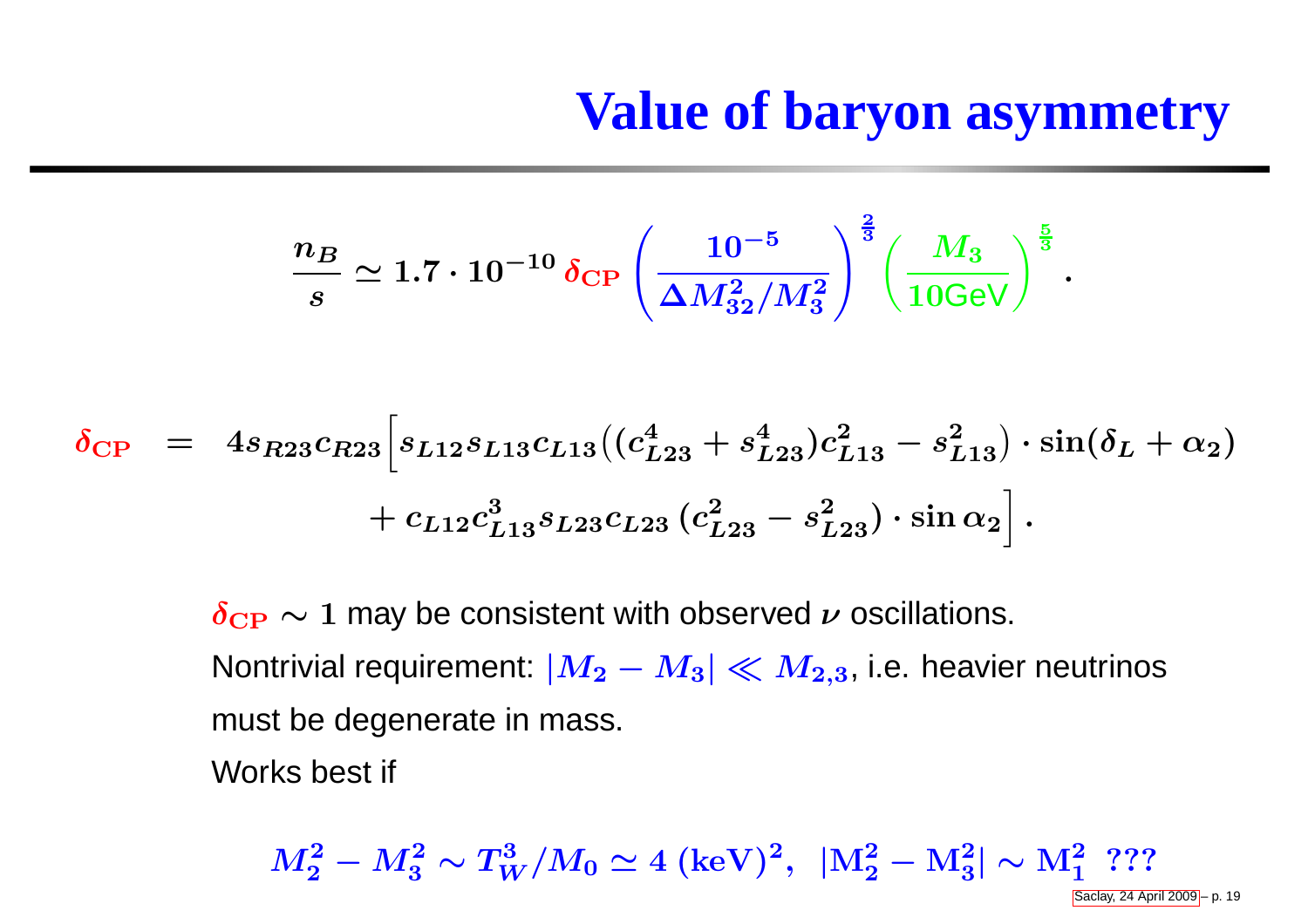# Value of baryon asymmetry

$$\frac{n_B}{s} \simeq 1.7 \cdot 10^{-10}\, \delta_{\rm CP} \left(\frac{10^{-5}}{\Delta M_{32}^2/M_3^2}\right)^{\frac{2}{3}} \left(\frac{M_3}{10\text{GeV}}\right)^{\frac{5}{3}} .$$

$$\delta_{\rm CP} = 4 s_{R23} c_{R23} \Big[ s_{L12} s_{L13} c_{L13} \big( (c_{L23}^4 + s_{L23}^4) c_{L13}^2 - s_{L13}^2 \big) \cdot \sin(\delta_L + \alpha_2) + c_{L12} c_{L13}^3 s_{L23} c_{L23} \, (c_{L23}^2 - s_{L23}^2) \cdot \sin \alpha_2 \Big] .$$

$\delta_{\rm CP} \sim 1$ may be consistent with observed $\nu$ oscillations.

Nontrivial requirement: $|M_2 - M_3| \ll M_{2,3}$, i.e. heavier neutrinos must be degenerate in mass.

Works best if

$$M_2^2 - M_3^2 \sim T_W^3/M_0 \simeq 4\ ({\rm keV})^2, \;\; |{\rm M_2^2 - M_3^2}| \sim {\rm M_1^2}\ \ ???$$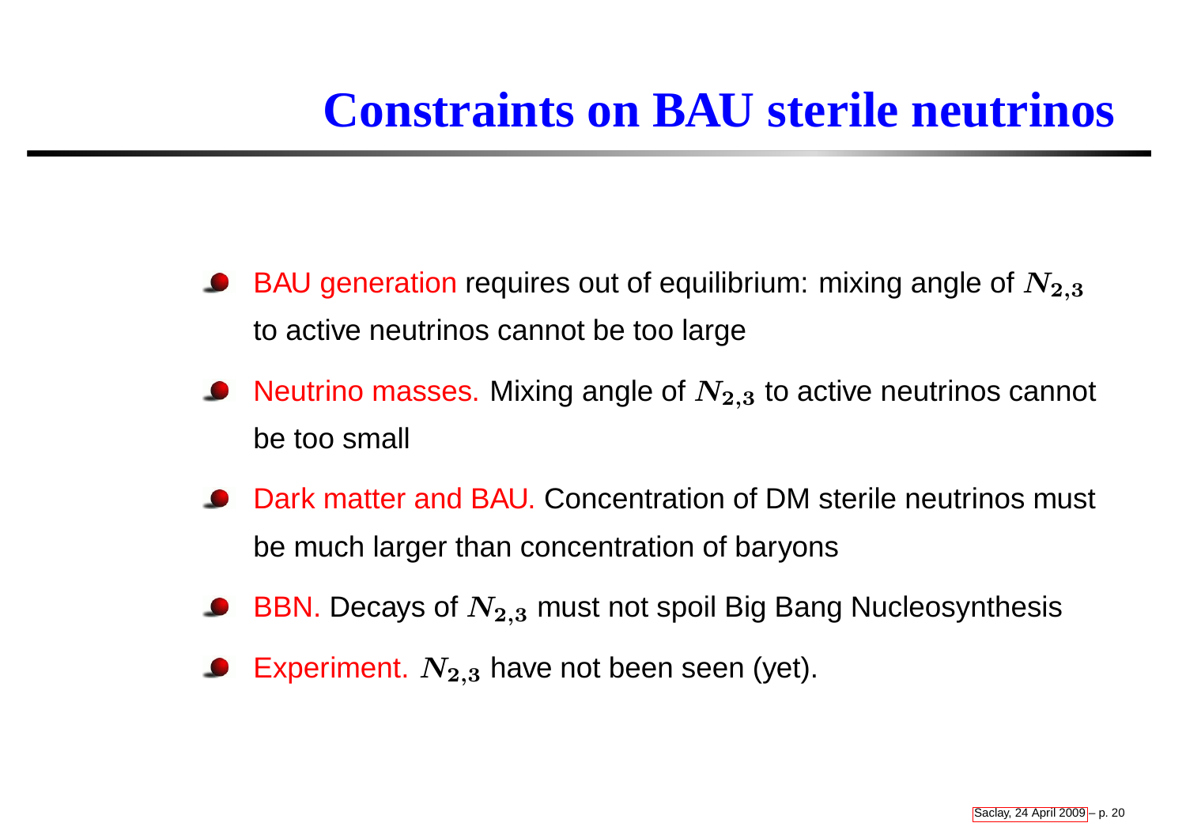# Constraints on BAU sterile neutrinos

- BAU generation requires out of equilibrium: mixing angle of $N_{2,3}$ to active neutrinos cannot be too large
- Neutrino masses. Mixing angle of $N_{2,3}$ to active neutrinos cannot be too small
- Dark matter and BAU. Concentration of DM sterile neutrinos must be much larger than concentration of baryons
- BBN. Decays of $N_{2,3}$ must not spoil Big Bang Nucleosynthesis
- Experiment. $N_{2,3}$ have not been seen (yet).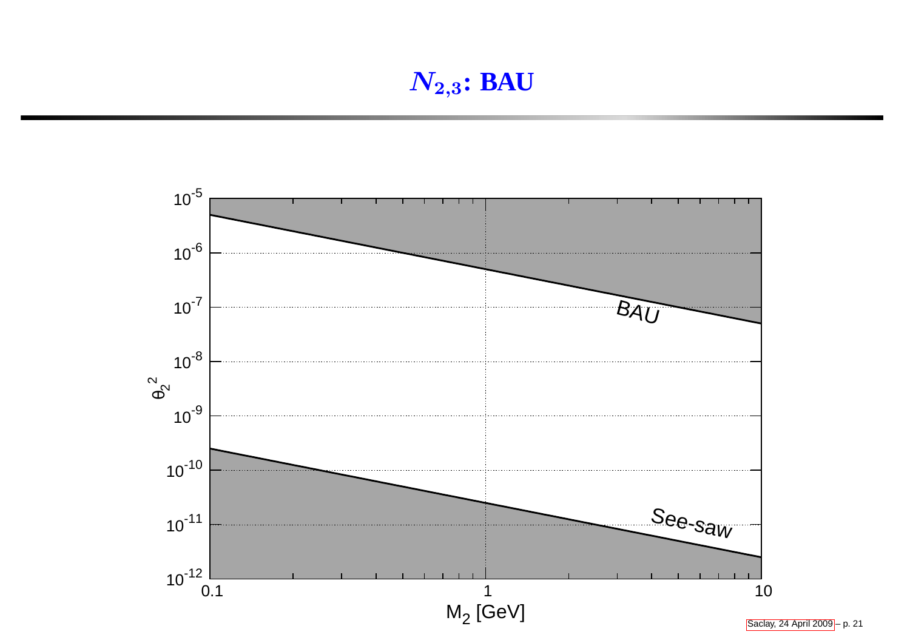# $N_{2,3}$: BAU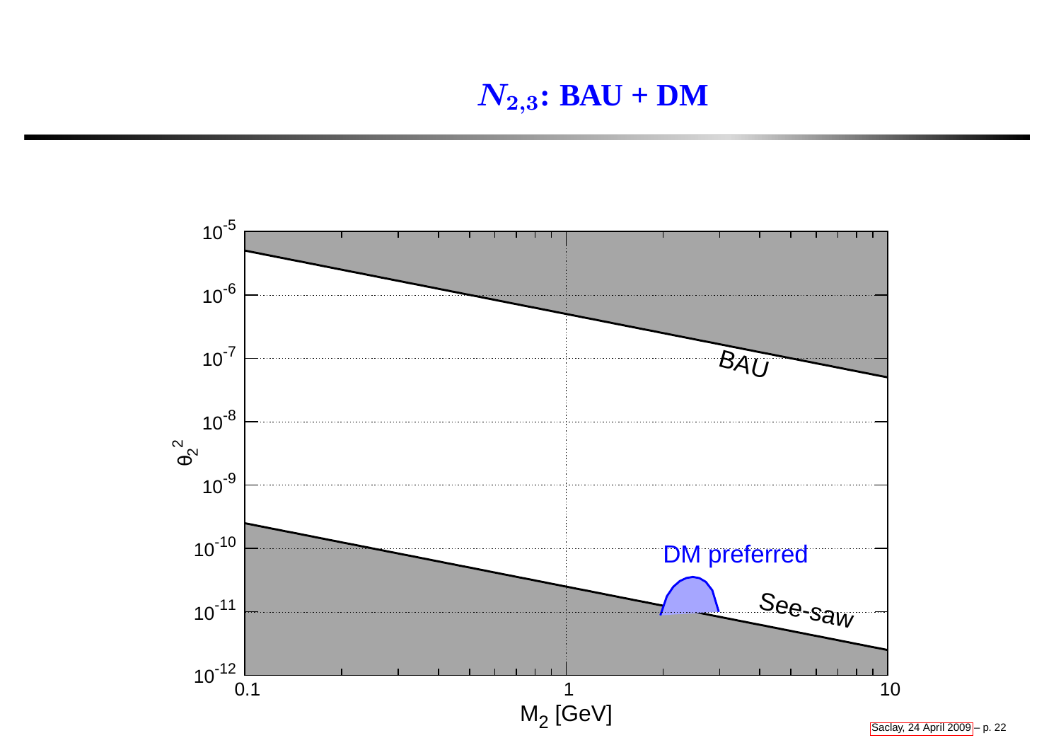## $N_{2,3}$: BAU + DM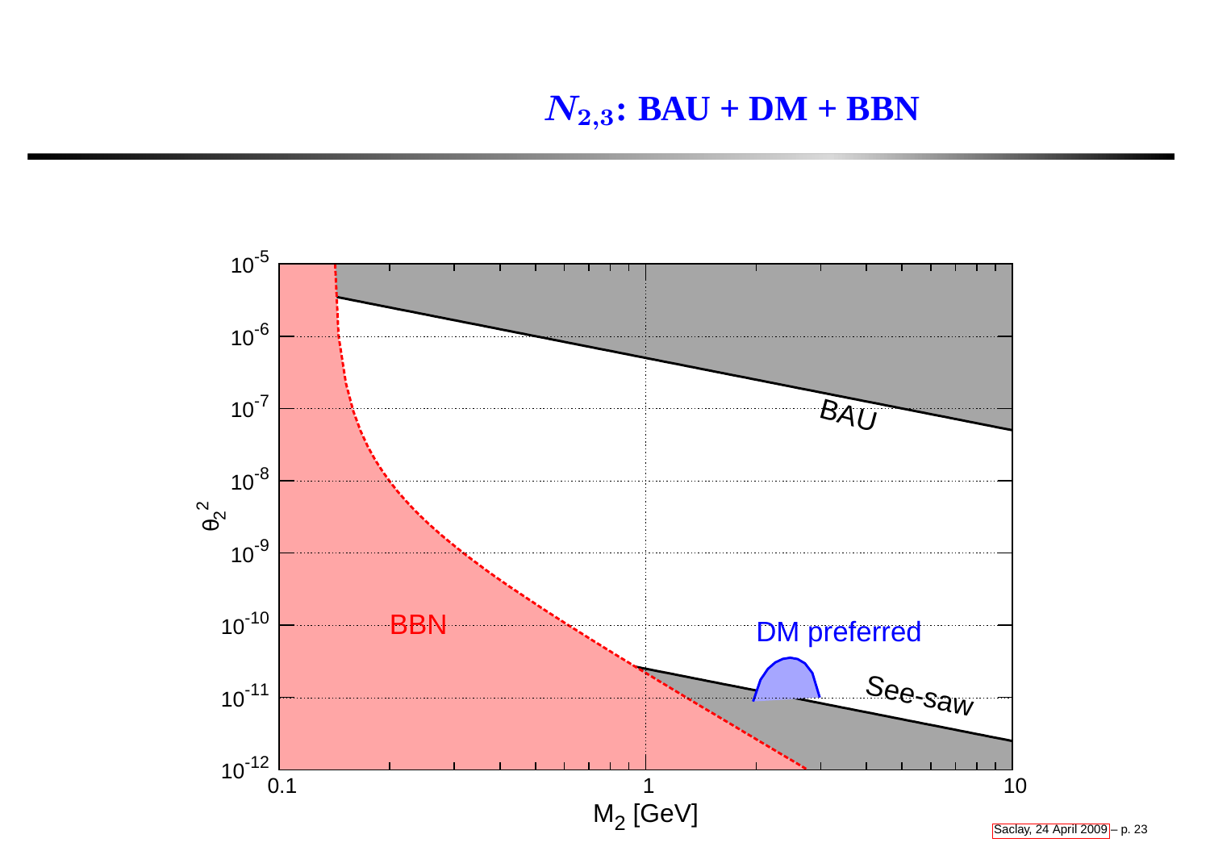# $N_{2,3}$: BAU + DM + BBN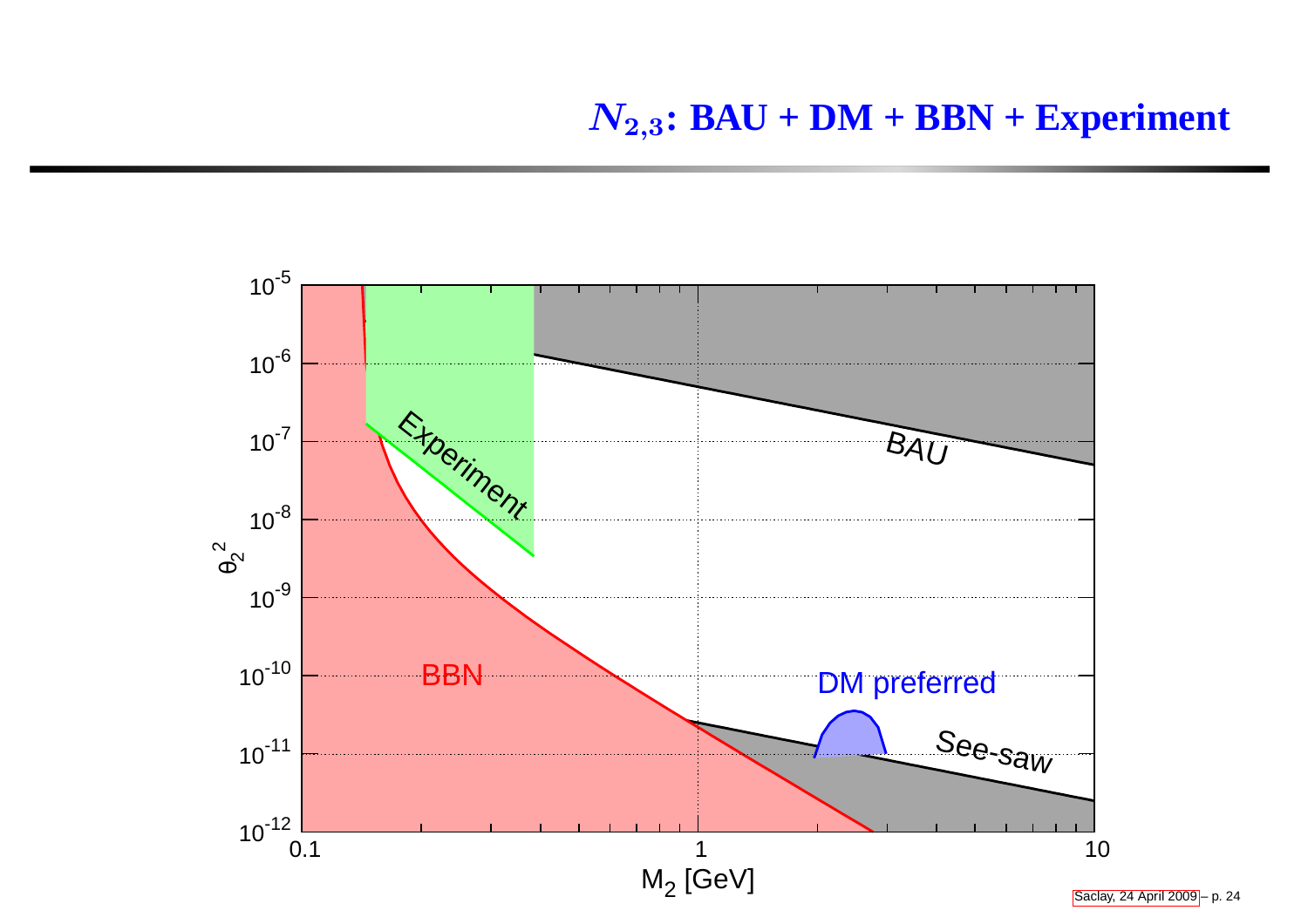# $N_{2,3}$: BAU + DM + BBN + Experiment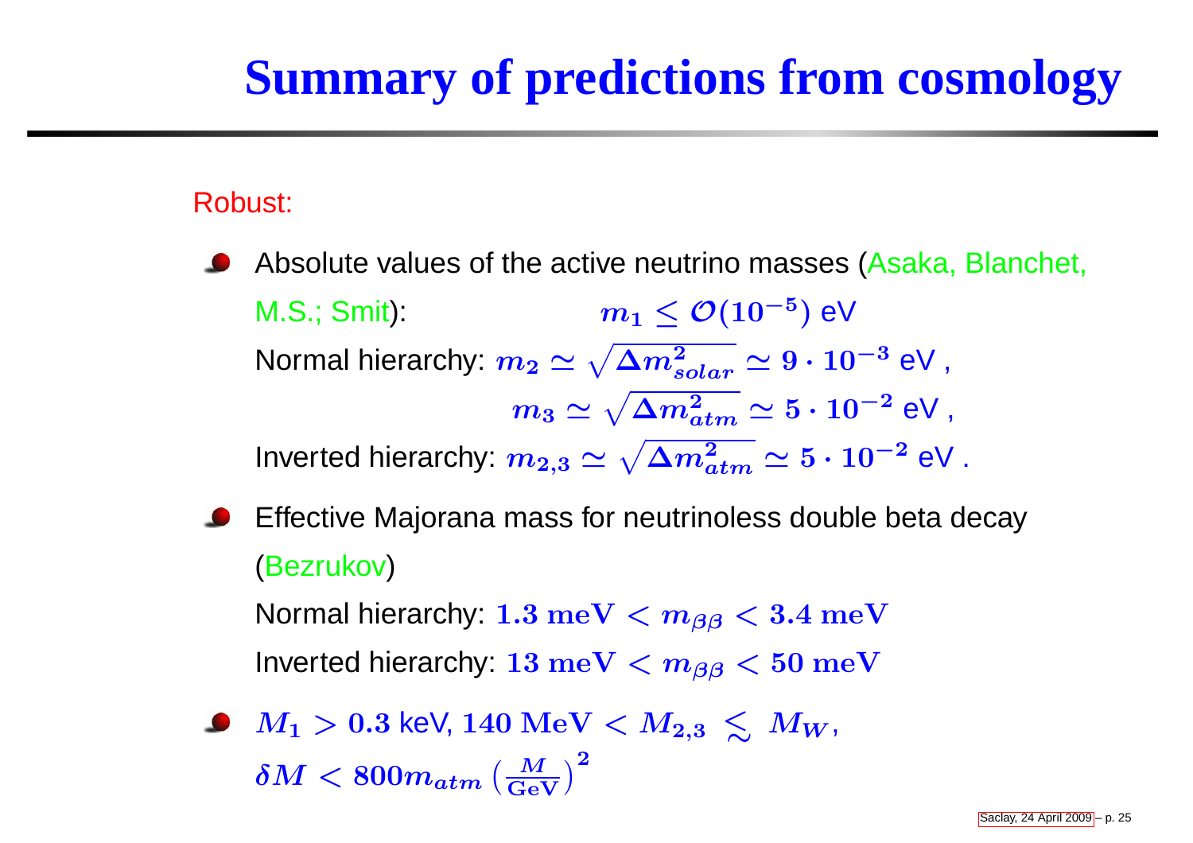# Summary of predictions from cosmology

Robust:

- Absolute values of the active neutrino masses (Asaka, Blanchet, M.S.; Smit): $m_1 \leq \mathcal{O}(10^{-5})$ eV

  Normal hierarchy: $m_2 \simeq \sqrt{\Delta m^2_{solar}} \simeq 9 \cdot 10^{-3}$ eV ,

  $m_3 \simeq \sqrt{\Delta m^2_{atm}} \simeq 5 \cdot 10^{-2}$ eV ,

  Inverted hierarchy: $m_{2,3} \simeq \sqrt{\Delta m^2_{atm}} \simeq 5 \cdot 10^{-2}$ eV .

- Effective Majorana mass for neutrinoless double beta decay (Bezrukov)

  Normal hierarchy: $1.3 \text{ meV} < m_{\beta\beta} < 3.4 \text{ meV}$

  Inverted hierarchy: $13 \text{ meV} < m_{\beta\beta} < 50 \text{ meV}$

- $M_1 > 0.3$ keV, $140 \text{ MeV} < M_{2,3} \lesssim M_W$,

  $\delta M < 800 m_{atm} \left(\frac{M}{\text{GeV}}\right)^2$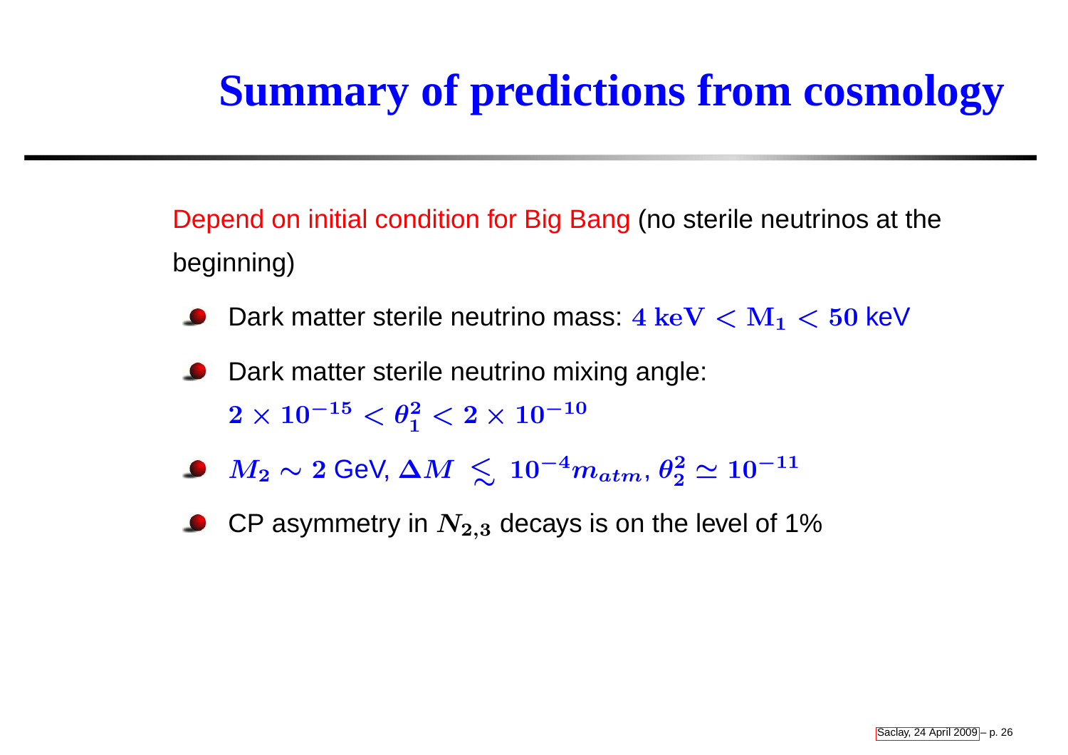# Summary of predictions from cosmology

Depend on initial condition for Big Bang (no sterile neutrinos at the beginning)

- Dark matter sterile neutrino mass: $4\ \mathrm{keV} < M_1 < 50$ keV
- Dark matter sterile neutrino mixing angle: $2 \times 10^{-15} < \theta_1^2 < 2 \times 10^{-10}$
- $M_2 \sim 2$ GeV, $\Delta M \lesssim 10^{-4} m_{atm}$, $\theta_2^2 \simeq 10^{-11}$
- CP asymmetry in $N_{2,3}$ decays is on the level of 1%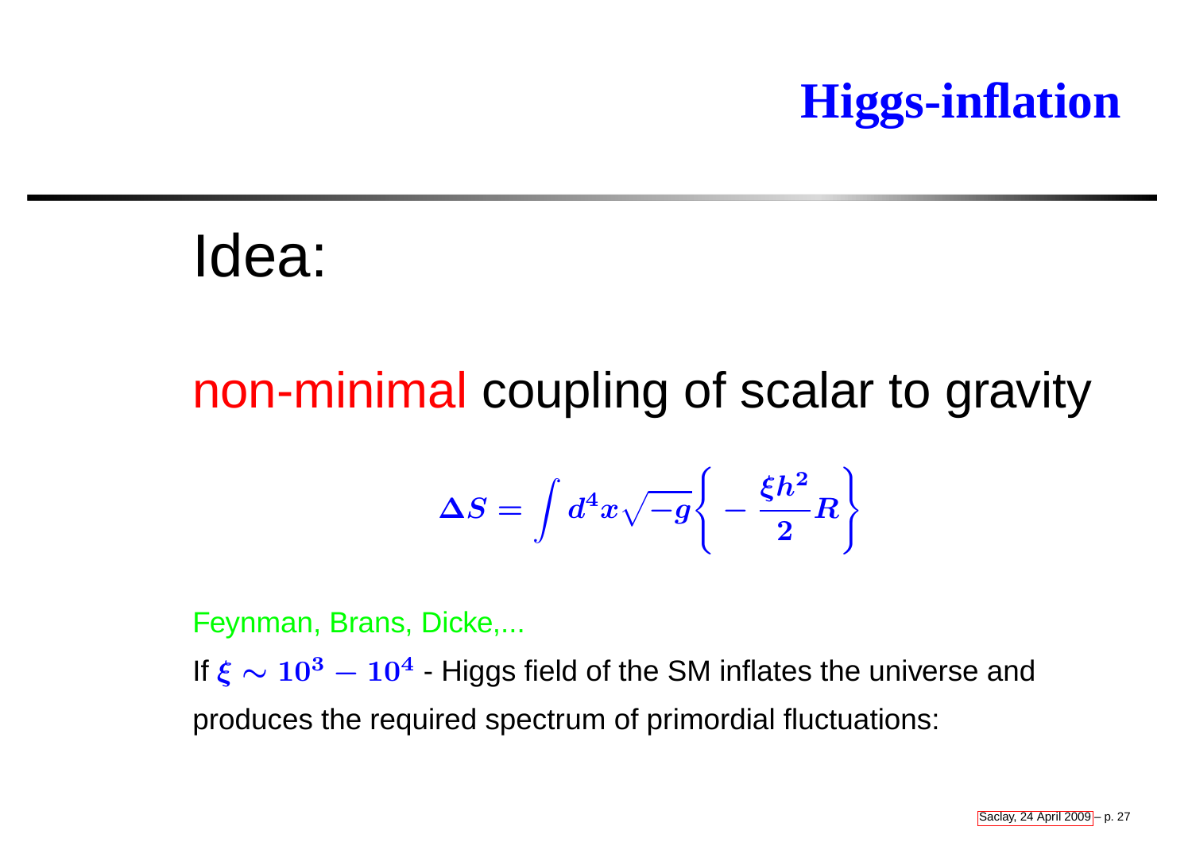# Higgs-inflation

## Idea:

non-minimal coupling of scalar to gravity

$$\Delta S = \int d^4x \sqrt{-g} \left\{ -\frac{\xi h^2}{2} R \right\}$$

Feynman, Brans, Dicke,...

If $\xi \sim 10^3 - 10^4$ - Higgs field of the SM inflates the universe and produces the required spectrum of primordial fluctuations: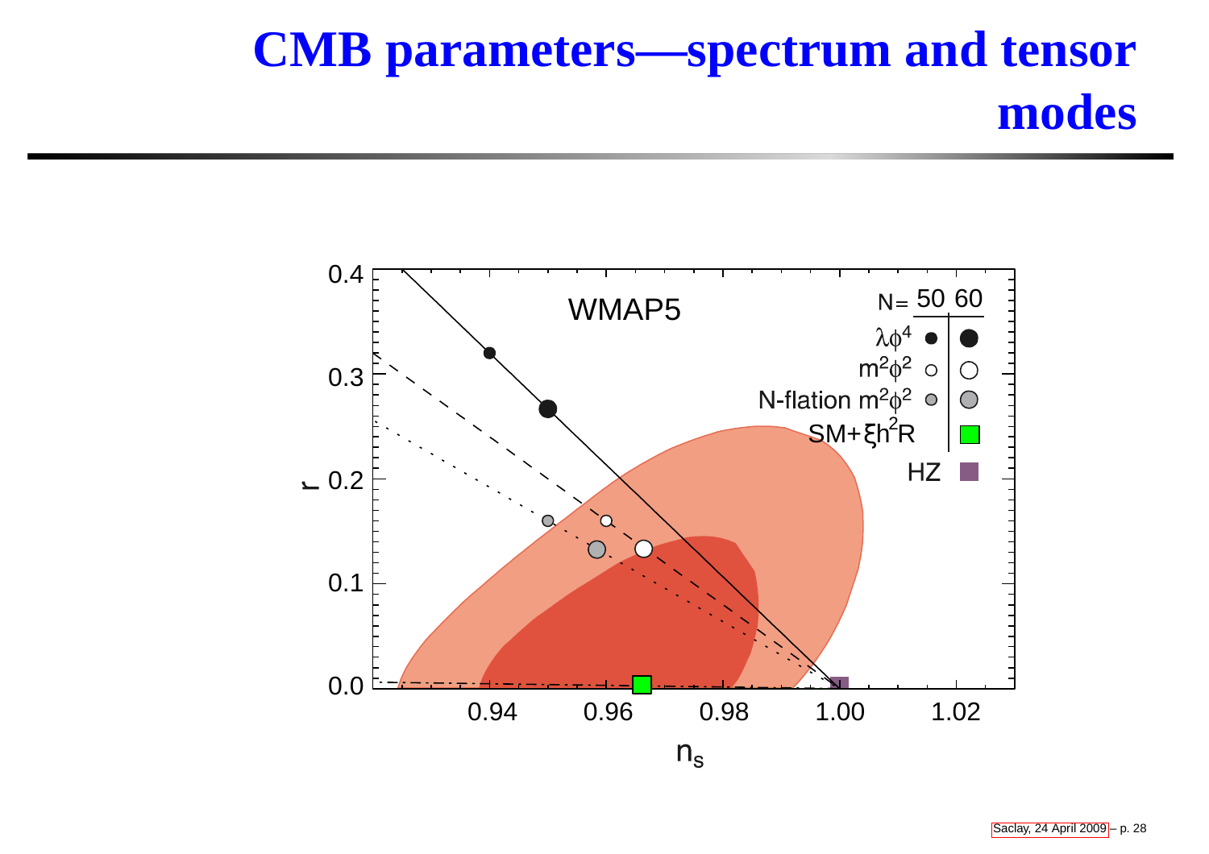# CMB parameters—spectrum and tensor modes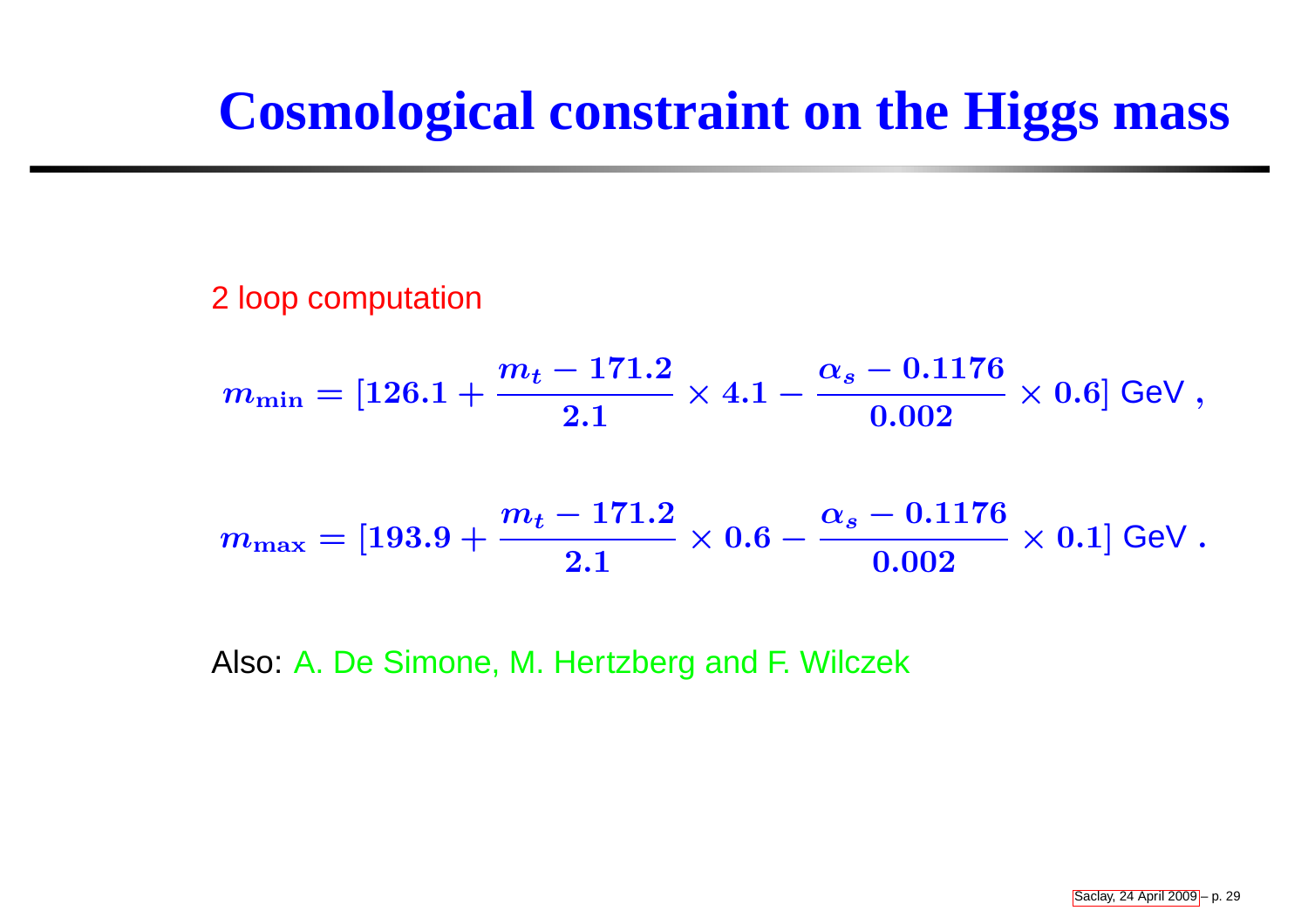# Cosmological constraint on the Higgs mass

2 loop computation

$$m_{\min} = [126.1 + \frac{m_t - 171.2}{2.1} \times 4.1 - \frac{\alpha_s - 0.1176}{0.002} \times 0.6] \text{ GeV} ,$$

$$m_{\max} = [193.9 + \frac{m_t - 171.2}{2.1} \times 0.6 - \frac{\alpha_s - 0.1176}{0.002} \times 0.1] \text{ GeV} .$$

Also: A. De Simone, M. Hertzberg and F. Wilczek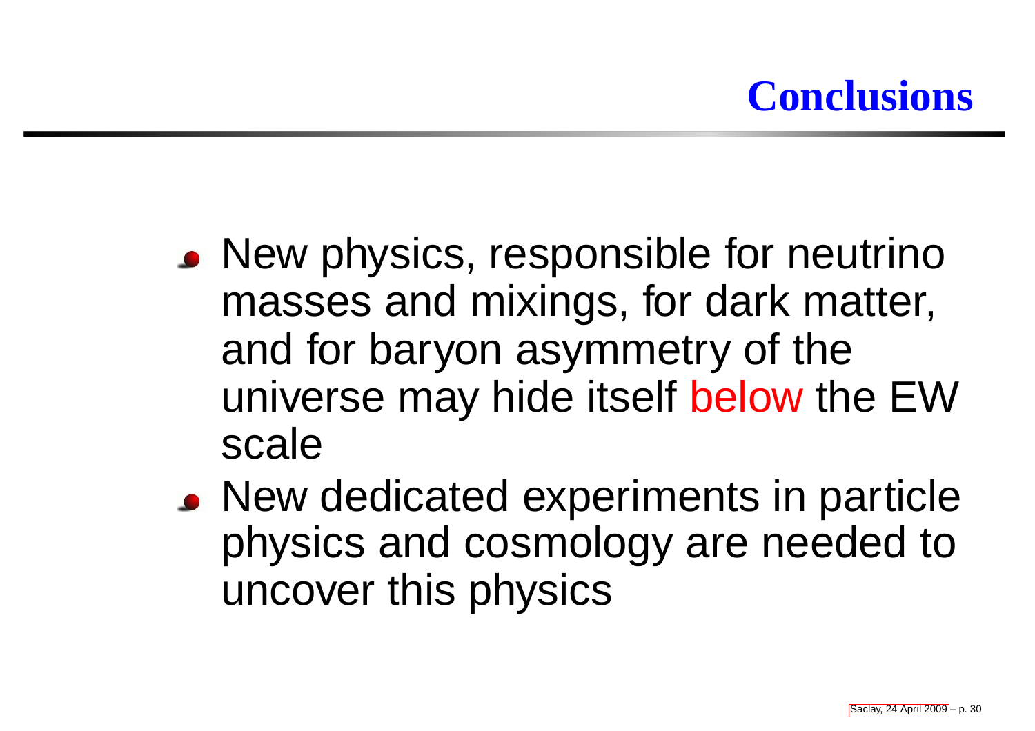# Conclusions

- New physics, responsible for neutrino masses and mixings, for dark matter, and for baryon asymmetry of the universe may hide itself below the EW scale
- New dedicated experiments in particle physics and cosmology are needed to uncover this physics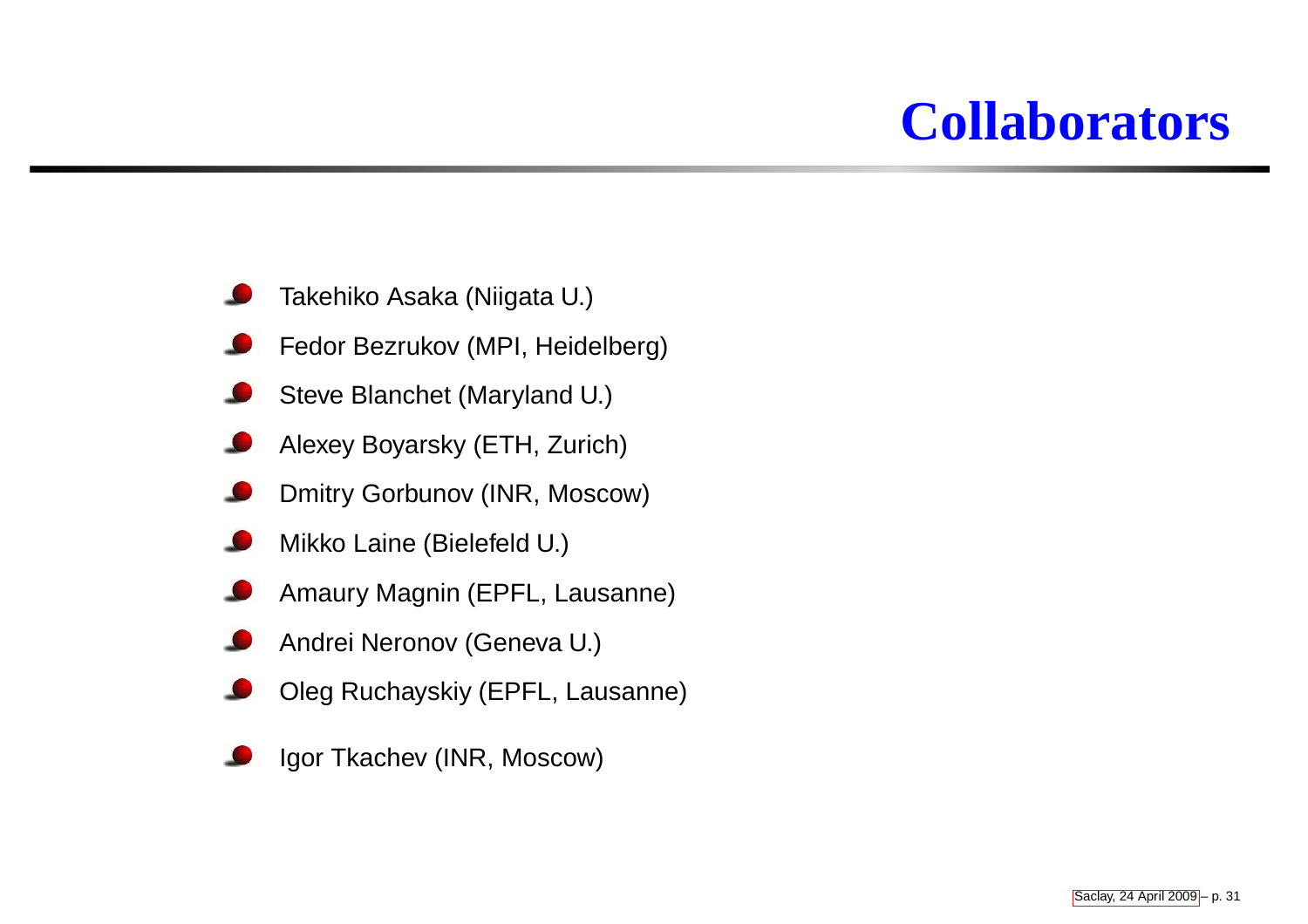# Collaborators

- Takehiko Asaka (Niigata U.)
- Fedor Bezrukov (MPI, Heidelberg)
- Steve Blanchet (Maryland U.)
- Alexey Boyarsky (ETH, Zurich)
- Dmitry Gorbunov (INR, Moscow)
- Mikko Laine (Bielefeld U.)
- Amaury Magnin (EPFL, Lausanne)
- Andrei Neronov (Geneva U.)
- Oleg Ruchayskiy (EPFL, Lausanne)
- Igor Tkachev (INR, Moscow)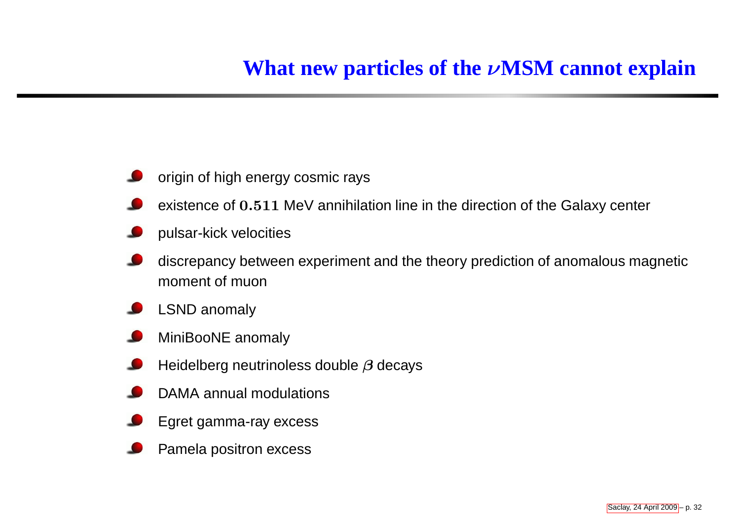# What new particles of the $\nu$MSM cannot explain

- origin of high energy cosmic rays
- existence of $0.511$ MeV annihilation line in the direction of the Galaxy center
- pulsar-kick velocities
- discrepancy between experiment and the theory prediction of anomalous magnetic moment of muon
- LSND anomaly
- MiniBooNE anomaly
- Heidelberg neutrinoless double $\beta$ decays
- DAMA annual modulations
- Egret gamma-ray excess
- Pamela positron excess